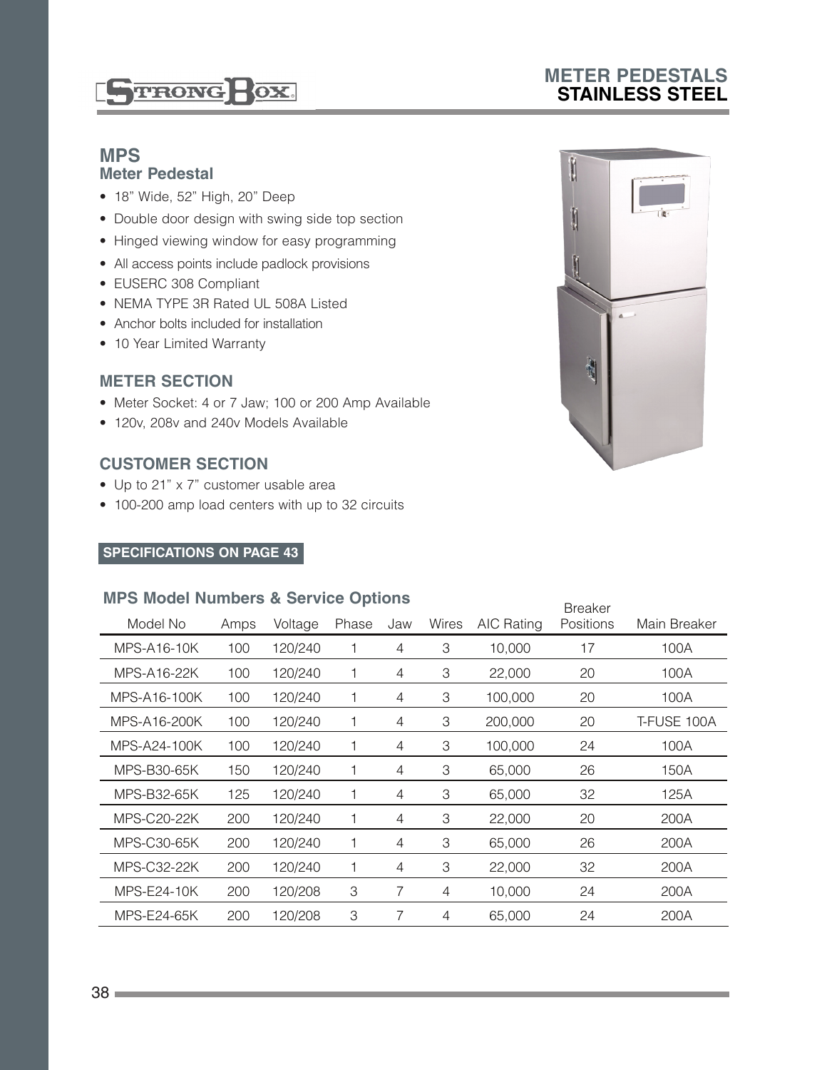# METER PEDESTALS
## STAINLESS STEEL

## MPS
### Meter Pedestal

- 18" Wide, 52" High, 20" Deep
- Double door design with swing side top section
- Hinged viewing window for easy programming
- All access points include padlock provisions
- EUSERC 308 Compliant
- NEMA TYPE 3R Rated UL 508A Listed
- Anchor bolts included for installation
- 10 Year Limited Warranty

### METER SECTION

- Meter Socket: 4 or 7 Jaw; 100 or 200 Amp Available
- 120v, 208v and 240v Models Available

### CUSTOMER SECTION

- Up to 21" x 7" customer usable area
- 100-200 amp load centers with up to 32 circuits

**SPECIFICATIONS ON PAGE 43**

### MPS Model Numbers & Service Options

| Model No | Amps | Voltage | Phase | Jaw | Wires | AIC Rating | Breaker Positions | Main Breaker |
|---|---|---|---|---|---|---|---|---|
| MPS-A16-10K | 100 | 120/240 | 1 | 4 | 3 | 10,000 | 17 | 100A |
| MPS-A16-22K | 100 | 120/240 | 1 | 4 | 3 | 22,000 | 20 | 100A |
| MPS-A16-100K | 100 | 120/240 | 1 | 4 | 3 | 100,000 | 20 | 100A |
| MPS-A16-200K | 100 | 120/240 | 1 | 4 | 3 | 200,000 | 20 | T-FUSE 100A |
| MPS-A24-100K | 100 | 120/240 | 1 | 4 | 3 | 100,000 | 24 | 100A |
| MPS-B30-65K | 150 | 120/240 | 1 | 4 | 3 | 65,000 | 26 | 150A |
| MPS-B32-65K | 125 | 120/240 | 1 | 4 | 3 | 65,000 | 32 | 125A |
| MPS-C20-22K | 200 | 120/240 | 1 | 4 | 3 | 22,000 | 20 | 200A |
| MPS-C30-65K | 200 | 120/240 | 1 | 4 | 3 | 65,000 | 26 | 200A |
| MPS-C32-22K | 200 | 120/240 | 1 | 4 | 3 | 22,000 | 32 | 200A |
| MPS-E24-10K | 200 | 120/208 | 3 | 7 | 4 | 10,000 | 24 | 200A |
| MPS-E24-65K | 200 | 120/208 | 3 | 7 | 4 | 65,000 | 24 | 200A |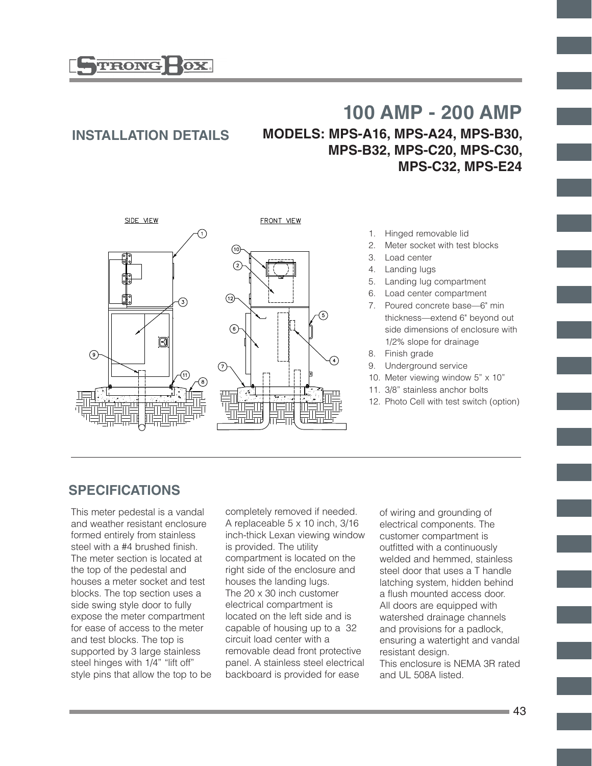# 100 AMP - 200 AMP

## INSTALLATION DETAILS

### MODELS: MPS-A16, MPS-A24, MPS-B30, MPS-B32, MPS-C20, MPS-C30, MPS-C32, MPS-E24

SIDE VIEW

FRONT VIEW

1. Hinged removable lid
2. Meter socket with test blocks
3. Load center
4. Landing lugs
5. Landing lug compartment
6. Load center compartment
7. Poured concrete base—6" min thickness—extend 6" beyond out side dimensions of enclosure with 1/2% slope for drainage
8. Finish grade
9. Underground service
10. Meter viewing window 5" x 10"
11. 3/8" stainless anchor bolts
12. Photo Cell with test switch (option)

## SPECIFICATIONS

This meter pedestal is a vandal and weather resistant enclosure formed entirely from stainless steel with a #4 brushed finish. The meter section is located at the top of the pedestal and houses a meter socket and test blocks. The top section uses a side swing style door to fully expose the meter compartment for ease of access to the meter and test blocks. The top is supported by 3 large stainless steel hinges with 1/4" "lift off" style pins that allow the top to be completely removed if needed. A replaceable 5 x 10 inch, 3/16 inch-thick Lexan viewing window is provided. The utility compartment is located on the right side of the enclosure and houses the landing lugs. The 20 x 30 inch customer electrical compartment is located on the left side and is capable of housing up to a 32 circuit load center with a removable dead front protective panel. A stainless steel electrical backboard is provided for ease of wiring and grounding of electrical components. The customer compartment is outfitted with a continuously welded and hemmed, stainless steel door that uses a T handle latching system, hidden behind a flush mounted access door. All doors are equipped with watershed drainage channels and provisions for a padlock, ensuring a watertight and vandal resistant design.
This enclosure is NEMA 3R rated and UL 508A listed.